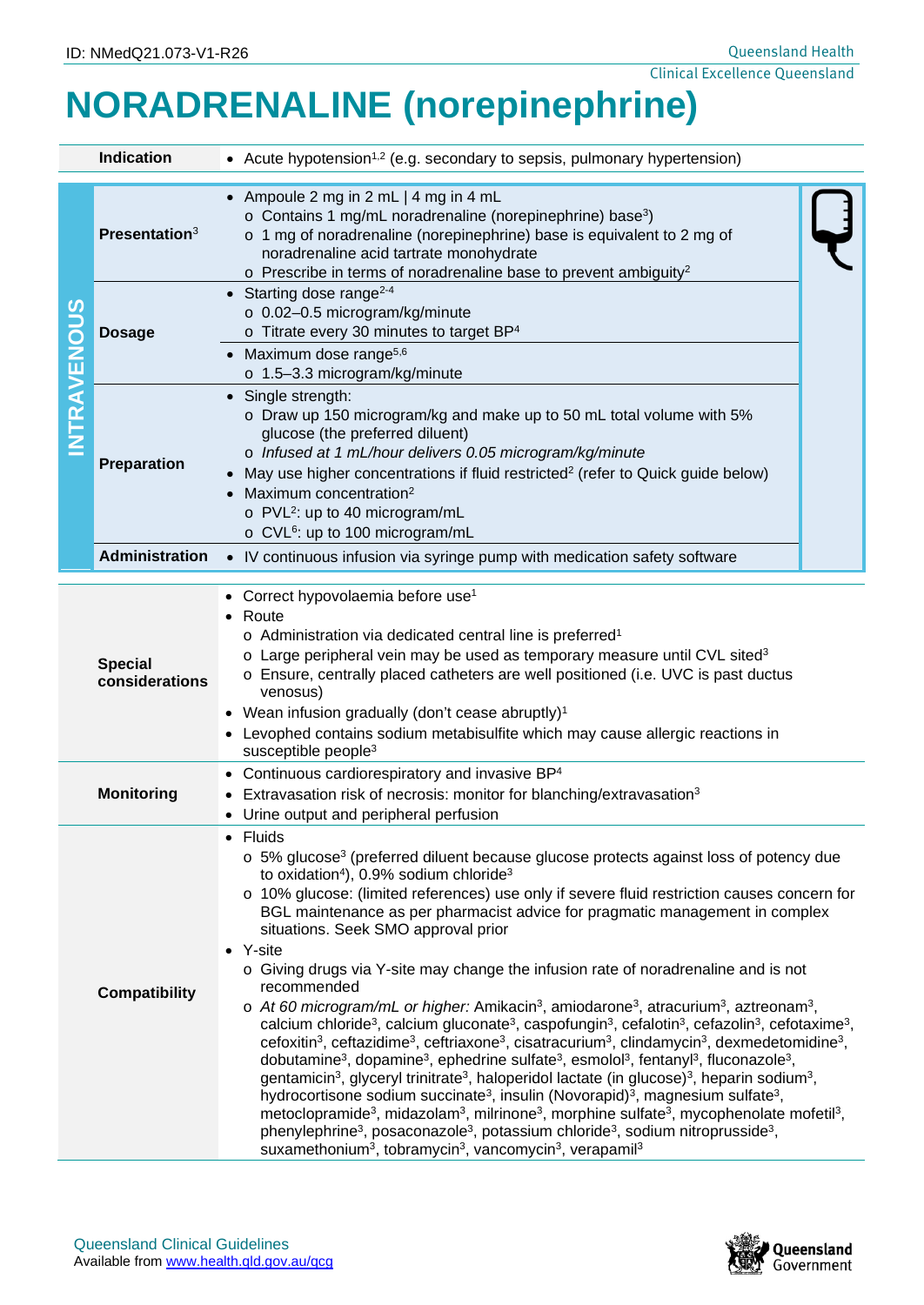ID: NMedQ21.073-V1-R26

Queensland Health
Clinical Excellence Queensland

# NORADRENALINE (norepinephrine)

| | |
|---|---|
| **Indication** | • Acute hypotension[1,2] (e.g. secondary to sepsis, pulmonary hypertension) |

## INTRAVENOUS

| | |
|---|---|
| **Presentation**[3] | • Ampoule 2 mg in 2 mL \| 4 mg in 4 mL<br>  o Contains 1 mg/mL noradrenaline (norepinephrine) base[3])<br>  o 1 mg of noradrenaline (norepinephrine) base is equivalent to 2 mg of noradrenaline acid tartrate monohydrate<br>  o Prescribe in terms of noradrenaline base to prevent ambiguity[2] |
| **Dosage** | • Starting dose range[2-4]<br>  o 0.02–0.5 microgram/kg/minute<br>  o Titrate every 30 minutes to target BP[4]<br>• Maximum dose range[5,6]<br>  o 1.5–3.3 microgram/kg/minute |
| **Preparation** | • Single strength:<br>  o Draw up 150 microgram/kg and make up to 50 mL total volume with 5% glucose (the preferred diluent)<br>  o *Infused at 1 mL/hour delivers 0.05 microgram/kg/minute*<br>• May use higher concentrations if fluid restricted[2] (refer to Quick guide below)<br>• Maximum concentration[2]<br>  o PVL[2]: up to 40 microgram/mL<br>  o CVL[6]: up to 100 microgram/mL |
| **Administration** | • IV continuous infusion via syringe pump with medication safety software |

| | |
|---|---|
| **Special considerations** | • Correct hypovolaemia before use[1]<br>• Route<br>  o Administration via dedicated central line is preferred[1]<br>  o Large peripheral vein may be used as temporary measure until CVL sited[3]<br>  o Ensure, centrally placed catheters are well positioned (i.e. UVC is past ductus venosus)<br>• Wean infusion gradually (don't cease abruptly)[1]<br>• Levophed contains sodium metabisulfite which may cause allergic reactions in susceptible people[3] |
| **Monitoring** | • Continuous cardiorespiratory and invasive BP[4]<br>• Extravasation risk of necrosis: monitor for blanching/extravasation[3]<br>• Urine output and peripheral perfusion |
| **Compatibility** | • Fluids<br>  o 5% glucose[3] (preferred diluent because glucose protects against loss of potency due to oxidation[4]), 0.9% sodium chloride[3]<br>  o 10% glucose: (limited references) use only if severe fluid restriction causes concern for BGL maintenance as per pharmacist advice for pragmatic management in complex situations. Seek SMO approval prior<br>• Y-site<br>  o Giving drugs via Y-site may change the infusion rate of noradrenaline and is not recommended<br>  o *At 60 microgram/mL or higher:* Amikacin[3], amiodarone[3], atracurium[3], aztreonam[3], calcium chloride[3], calcium gluconate[3], caspofungin[3], cefalotin[3], cefazolin[3], cefotaxime[3], cefoxitin[3], ceftazidime[3], ceftriaxone[3], cisatracurium[3], clindamycin[3], dexmedetomidine[3], dobutamine[3], dopamine[3], ephedrine sulfate[3], esmolol[3], fentanyl[3], fluconazole[3], gentamicin[3], glyceryl trinitrate[3], haloperidol lactate (in glucose)[3], heparin sodium[3], hydrocortisone sodium succinate[3], insulin (Novorapid)[3], magnesium sulfate[3], metoclopramide[3], midazolam[3], milrinone[3], morphine sulfate[3], mycophenolate mofetil[3], phenylephrine[3], posaconazole[3], potassium chloride[3], sodium nitroprusside[3], suxamethonium[3], tobramycin[3], vancomycin[3], verapamil[3] |

Queensland Clinical Guidelines
Available from www.health.qld.gov.au/qcg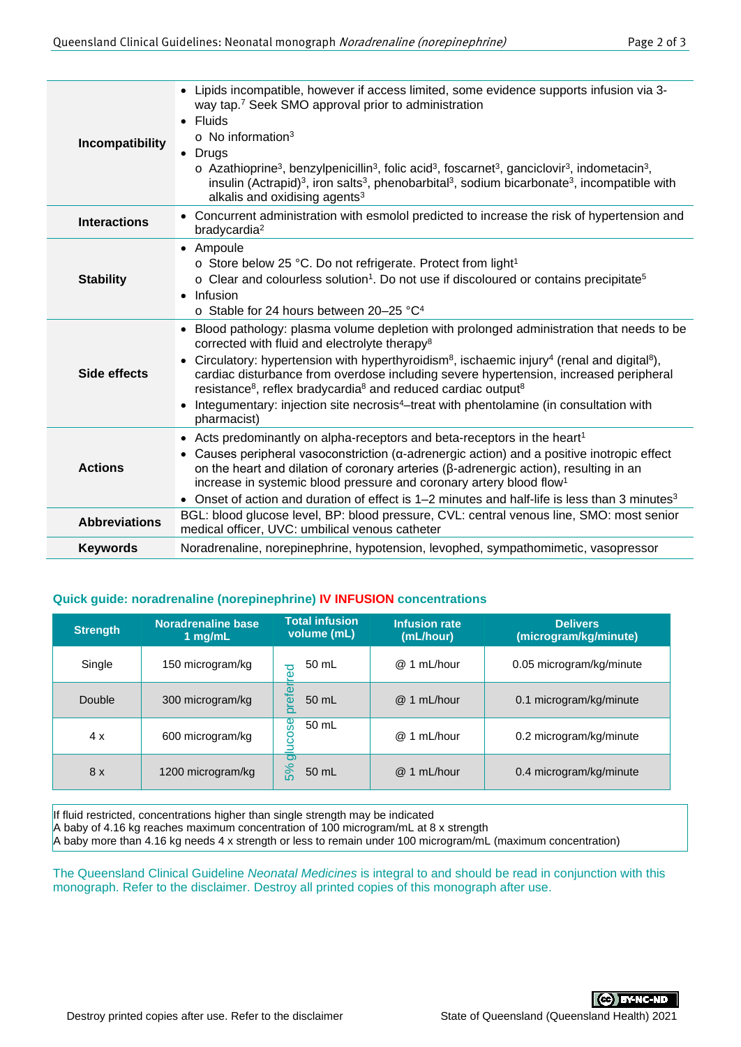| | |
|---|---|
| **Incompatibility** | • Lipids incompatible, however if access limited, some evidence supports infusion via 3-way tap.[7] Seek SMO approval prior to administration<br>• Fluids<br>  o No information[3]<br>• Drugs<br>  o Azathioprine[3], benzylpenicillin[3], folic acid[3], foscarnet[3], ganciclovir[3], indometacin[3], insulin (Actrapid)[3], iron salts[3], phenobarbital[3], sodium bicarbonate[3], incompatible with alkalis and oxidising agents[3] |
| **Interactions** | • Concurrent administration with esmolol predicted to increase the risk of hypertension and bradycardia[2] |
| **Stability** | • Ampoule<br>  o Store below 25 °C. Do not refrigerate. Protect from light[1]<br>  o Clear and colourless solution[1]. Do not use if discoloured or contains precipitate[5]<br>• Infusion<br>  o Stable for 24 hours between 20–25 °C[4] |
| **Side effects** | • Blood pathology: plasma volume depletion with prolonged administration that needs to be corrected with fluid and electrolyte therapy[8]<br>• Circulatory: hypertension with hyperthyroidism[8], ischaemic injury[4] (renal and digital[8]), cardiac disturbance from overdose including severe hypertension, increased peripheral resistance[8], reflex bradycardia[8] and reduced cardiac output[8]<br>• Integumentary: injection site necrosis[4]–treat with phentolamine (in consultation with pharmacist) |
| **Actions** | • Acts predominantly on alpha-receptors and beta-receptors in the heart[1]<br>• Causes peripheral vasoconstriction (α-adrenergic action) and a positive inotropic effect on the heart and dilation of coronary arteries (β-adrenergic action), resulting in an increase in systemic blood pressure and coronary artery blood flow[1]<br>• Onset of action and duration of effect is 1–2 minutes and half-life is less than 3 minutes[3] |
| **Abbreviations** | BGL: blood glucose level, BP: blood pressure, CVL: central venous line, SMO: most senior medical officer, UVC: umbilical venous catheter |
| **Keywords** | Noradrenaline, norepinephrine, hypotension, levophed, sympathomimetic, vasopressor |

## Quick guide: noradrenaline (norepinephrine) IV INFUSION concentrations

| Strength | Noradrenaline base 1 mg/mL | Total infusion volume (mL) | Infusion rate (mL/hour) | Delivers (microgram/kg/minute) |
|---|---|---|---|---|
| Single | 150 microgram/kg | 50 mL (5% glucose preferred) | @ 1 mL/hour | 0.05 microgram/kg/minute |
| Double | 300 microgram/kg | 50 mL (5% glucose preferred) | @ 1 mL/hour | 0.1 microgram/kg/minute |
| 4 x | 600 microgram/kg | 50 mL (5% glucose preferred) | @ 1 mL/hour | 0.2 microgram/kg/minute |
| 8 x | 1200 microgram/kg | 50 mL (5% glucose preferred) | @ 1 mL/hour | 0.4 microgram/kg/minute |

If fluid restricted, concentrations higher than single strength may be indicated
A baby of 4.16 kg reaches maximum concentration of 100 microgram/mL at 8 x strength
A baby more than 4.16 kg needs 4 x strength or less to remain under 100 microgram/mL (maximum concentration)

The Queensland Clinical Guideline *Neonatal Medicines* is integral to and should be read in conjunction with this monograph. Refer to the disclaimer. Destroy all printed copies of this monograph after use.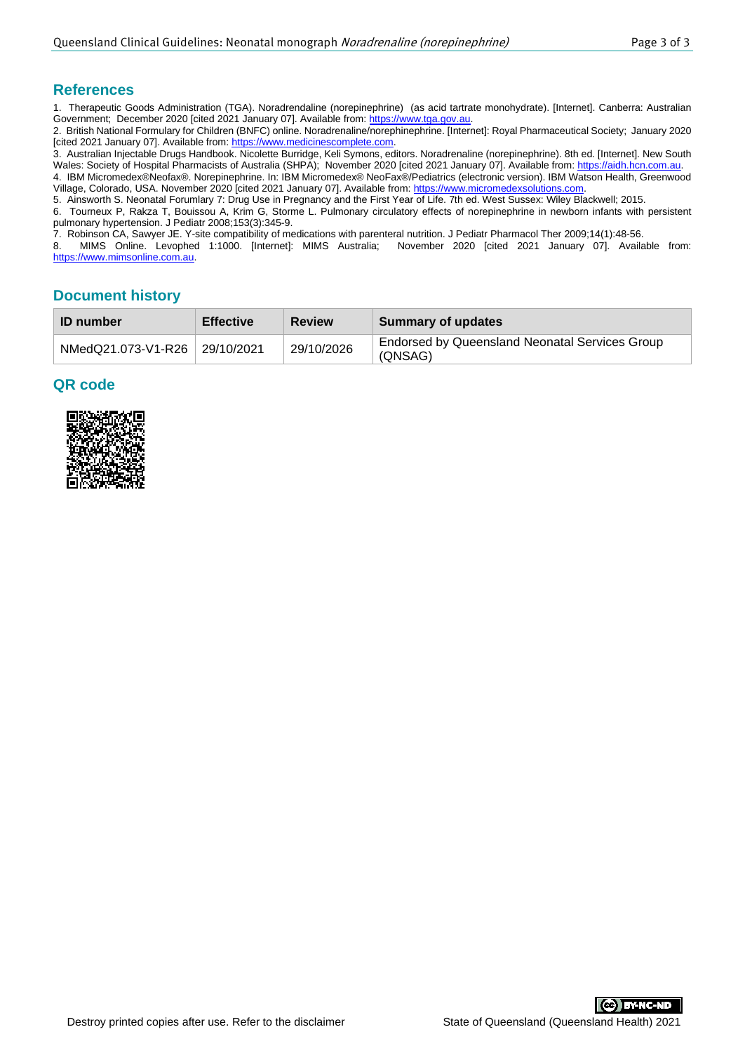## References

1. Therapeutic Goods Administration (TGA). Noradrendaline (norepinephrine) (as acid tartrate monohydrate). [Internet]. Canberra: Australian Government; December 2020 [cited 2021 January 07]. Available from: https://www.tga.gov.au.
2. British National Formulary for Children (BNFC) online. Noradrenaline/norephinephrine. [Internet]: Royal Pharmaceutical Society; January 2020 [cited 2021 January 07]. Available from: https://www.medicinescomplete.com.
3. Australian Injectable Drugs Handbook. Nicolette Burridge, Keli Symons, editors. Noradrenaline (norepinephrine). 8th ed. [Internet]. New South Wales: Society of Hospital Pharmacists of Australia (SHPA); November 2020 [cited 2021 January 07]. Available from: https://aidh.hcn.com.au.
4. IBM Micromedex®Neofax®. Norepinephrine. In: IBM Micromedex® NeoFax®/Pediatrics (electronic version). IBM Watson Health, Greenwood Village, Colorado, USA. November 2020 [cited 2021 January 07]. Available from: https://www.micromedexsolutions.com.
5. Ainsworth S. Neonatal Forumlary 7: Drug Use in Pregnancy and the First Year of Life. 7th ed. West Sussex: Wiley Blackwell; 2015.
6. Tourneux P, Rakza T, Bouissou A, Krim G, Storme L. Pulmonary circulatory effects of norepinephrine in newborn infants with persistent pulmonary hypertension. J Pediatr 2008;153(3):345-9.
7. Robinson CA, Sawyer JE. Y-site compatibility of medications with parenteral nutrition. J Pediatr Pharmacol Ther 2009;14(1):48-56.
8. MIMS Online. Levophed 1:1000. [Internet]: MIMS Australia; November 2020 [cited 2021 January 07]. Available from: https://www.mimsonline.com.au.

## Document history

| ID number | Effective | Review | Summary of updates |
| --- | --- | --- | --- |
| NMedQ21.073-V1-R26 | 29/10/2021 | 29/10/2026 | Endorsed by Queensland Neonatal Services Group (QNSAG) |

## QR code

Destroy printed copies after use. Refer to the disclaimer

State of Queensland (Queensland Health) 2021